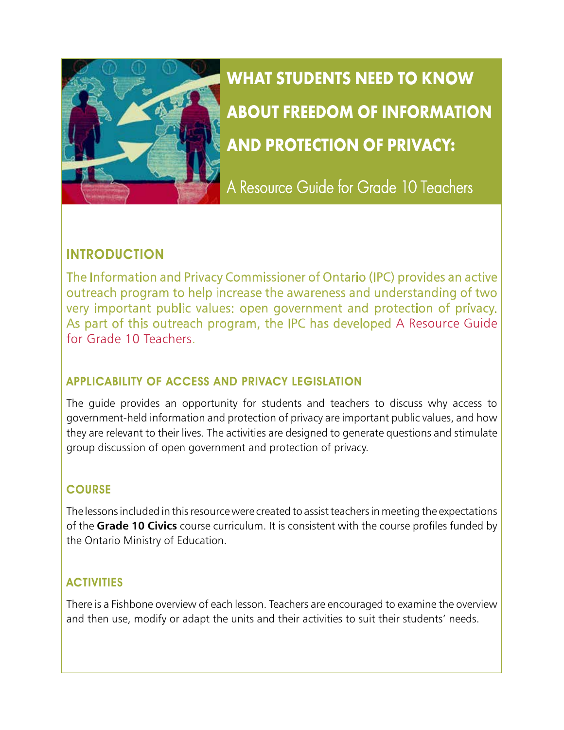# WHAT STUDENTS NEED TO KNOW ABOUT FREEDOM OF INFORMATION AND PROTECTION OF PRIVACY:

A Resource Guide for Grade 10 Teachers

## INTRODUCTION

The Information and Privacy Commissioner of Ontario (IPC) provides an active outreach program to help increase the awareness and understanding of two very important public values: open government and protection of privacy. As part of this outreach program, the IPC has developed A Resource Guide for Grade 10 Teachers.

### APPLICABILITY OF ACCESS AND PRIVACY LEGISLATION

The guide provides an opportunity for students and teachers to discuss why access to government-held information and protection of privacy are important public values, and how they are relevant to their lives. The activities are designed to generate questions and stimulate group discussion of open government and protection of privacy.

### COURSE

The lessons included in this resource were created to assist teachers in meeting the expectations of the **Grade 10 Civics** course curriculum. It is consistent with the course profiles funded by the Ontario Ministry of Education.

### ACTIVITIES

There is a Fishbone overview of each lesson. Teachers are encouraged to examine the overview and then use, modify or adapt the units and their activities to suit their students' needs.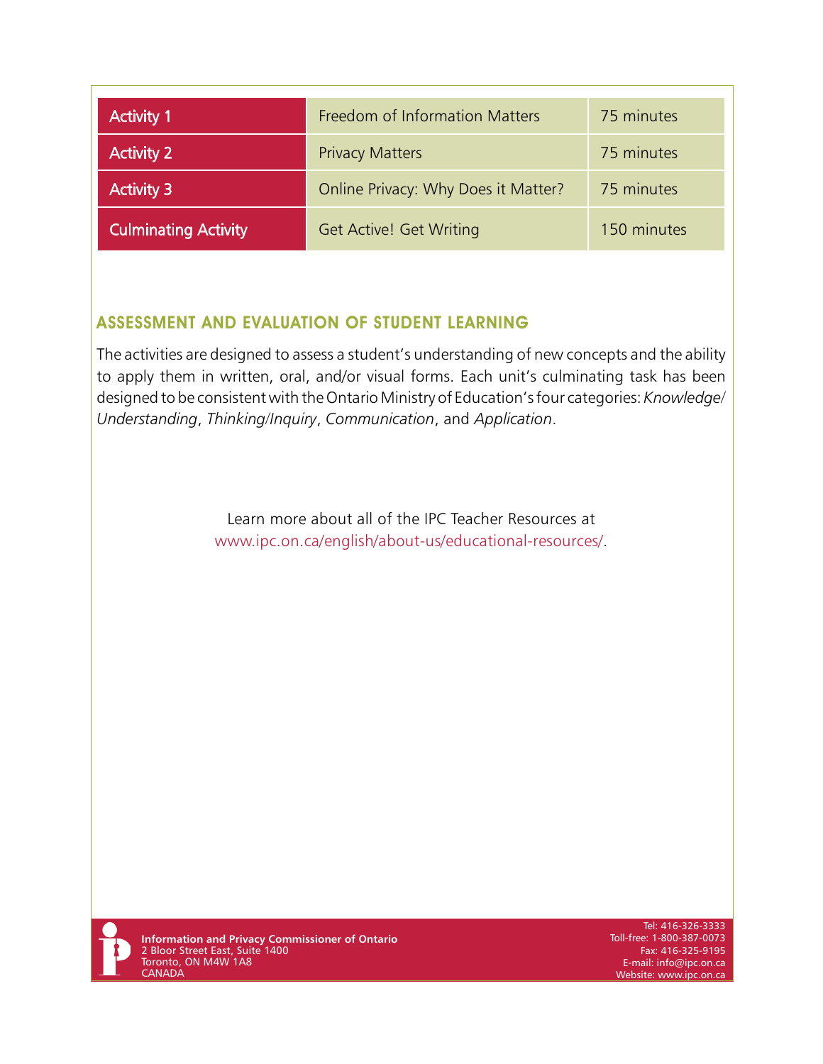| | | |
|---|---|---|
| Activity 1 | Freedom of Information Matters | 75 minutes |
| Activity 2 | Privacy Matters | 75 minutes |
| Activity 3 | Online Privacy: Why Does it Matter? | 75 minutes |
| Culminating Activity | Get Active! Get Writing | 150 minutes |

## ASSESSMENT AND EVALUATION OF STUDENT LEARNING

The activities are designed to assess a student's understanding of new concepts and the ability to apply them in written, oral, and/or visual forms. Each unit's culminating task has been designed to be consistent with the Ontario Ministry of Education's four categories: *Knowledge/Understanding*, *Thinking/Inquiry*, *Communication*, and *Application*.

Learn more about all of the IPC Teacher Resources at www.ipc.on.ca/english/about-us/educational-resources/.

**Information and Privacy Commissioner of Ontario**
2 Bloor Street East, Suite 1400
Toronto, ON M4W 1A8
CANADA

Tel: 416-326-3333
Toll-free: 1-800-387-0073
Fax: 416-325-9195
E-mail: info@ipc.on.ca
Website: www.ipc.on.ca